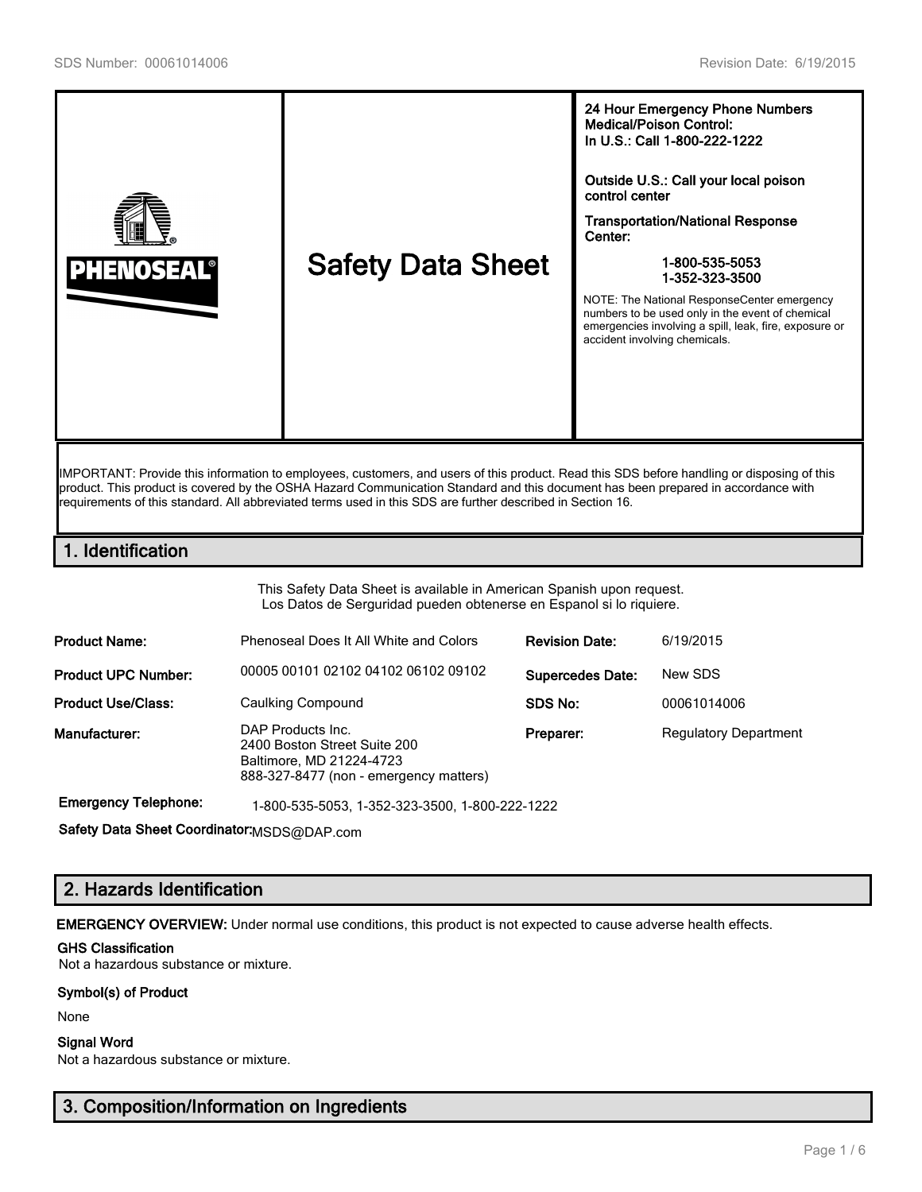PHENOSEAL®

# Safety Data Sheet

**24 Hour Emergency Phone Numbers**
**Medical/Poison Control:**
**In U.S.: Call 1-800-222-1222**

**Outside U.S.: Call your local poison control center**

**Transportation/National Response Center:**

**1-800-535-5053**
**1-352-323-3500**

NOTE: The National ResponseCenter emergency numbers to be used only in the event of chemical emergencies involving a spill, leak, fire, exposure or accident involving chemicals.

IMPORTANT: Provide this information to employees, customers, and users of this product. Read this SDS before handling or disposing of this product. This product is covered by the OSHA Hazard Communication Standard and this document has been prepared in accordance with requirements of this standard. All abbreviated terms used in this SDS are further described in Section 16.

## 1. Identification

This Safety Data Sheet is available in American Spanish upon request.
Los Datos de Serguridad pueden obtenerse en Espanol si lo riquiere.

| | | | |
|---|---|---|---|
| **Product Name:** | Phenoseal Does It All White and Colors | **Revision Date:** | 6/19/2015 |
| **Product UPC Number:** | 00005 00101 02102 04102 06102 09102 | **Supercedes Date:** | New SDS |
| **Product Use/Class:** | Caulking Compound | **SDS No:** | 00061014006 |
| **Manufacturer:** | DAP Products Inc.<br>2400 Boston Street Suite 200<br>Baltimore, MD 21224-4723<br>888-327-8477 (non - emergency matters) | **Preparer:** | Regulatory Department |

**Emergency Telephone:** 1-800-535-5053, 1-352-323-3500, 1-800-222-1222

**Safety Data Sheet Coordinator:** MSDS@DAP.com

## 2. Hazards Identification

**EMERGENCY OVERVIEW:** Under normal use conditions, this product is not expected to cause adverse health effects.

**GHS Classification**

Not a hazardous substance or mixture.

**Symbol(s) of Product**

None

**Signal Word**

Not a hazardous substance or mixture.

## 3. Composition/Information on Ingredients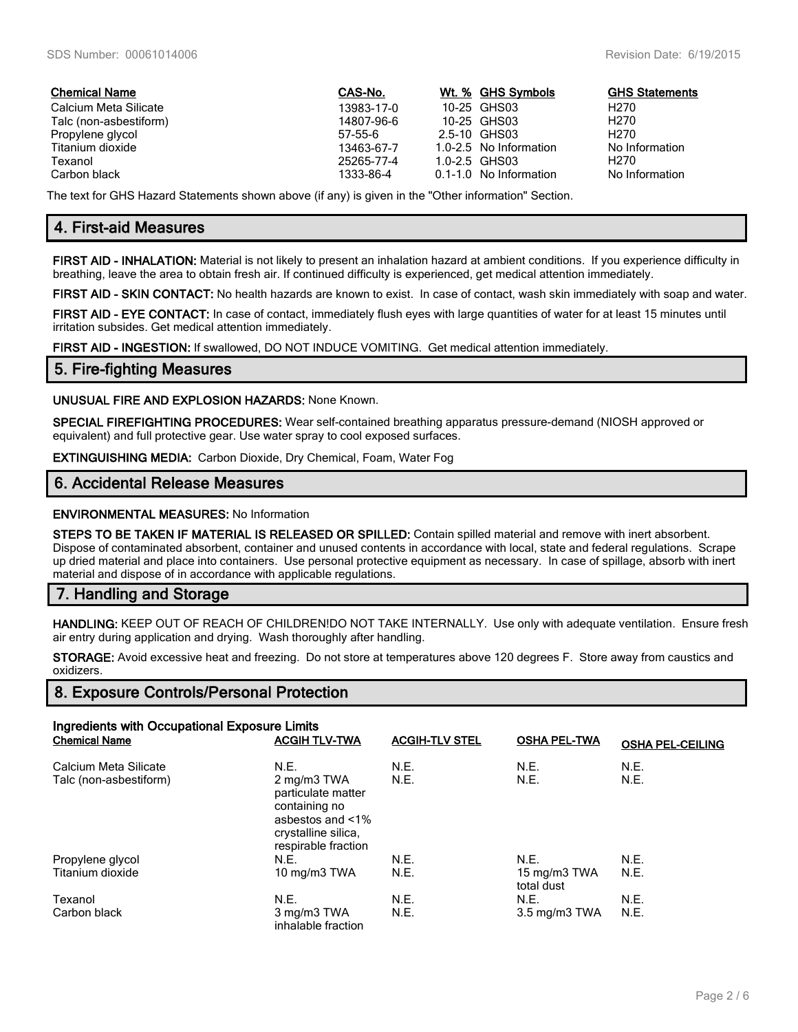| Chemical Name | CAS-No. | Wt. % | GHS Symbols | GHS Statements |
|---|---|---|---|---|
| Calcium Meta Silicate | 13983-17-0 | 10-25 | GHS03 | H270 |
| Talc (non-asbestiform) | 14807-96-6 | 10-25 | GHS03 | H270 |
| Propylene glycol | 57-55-6 | 2.5-10 | GHS03 | H270 |
| Titanium dioxide | 13463-67-7 | 1.0-2.5 | No Information | No Information |
| Texanol | 25265-77-4 | 1.0-2.5 | GHS03 | H270 |
| Carbon black | 1333-86-4 | 0.1-1.0 | No Information | No Information |

The text for GHS Hazard Statements shown above (if any) is given in the "Other information" Section.

## 4. First-aid Measures

**FIRST AID - INHALATION:** Material is not likely to present an inhalation hazard at ambient conditions. If you experience difficulty in breathing, leave the area to obtain fresh air. If continued difficulty is experienced, get medical attention immediately.

**FIRST AID - SKIN CONTACT:** No health hazards are known to exist. In case of contact, wash skin immediately with soap and water.

**FIRST AID - EYE CONTACT:** In case of contact, immediately flush eyes with large quantities of water for at least 15 minutes until irritation subsides. Get medical attention immediately.

**FIRST AID - INGESTION:** If swallowed, DO NOT INDUCE VOMITING. Get medical attention immediately.

## 5. Fire-fighting Measures

**UNUSUAL FIRE AND EXPLOSION HAZARDS:** None Known.

**SPECIAL FIREFIGHTING PROCEDURES:** Wear self-contained breathing apparatus pressure-demand (NIOSH approved or equivalent) and full protective gear. Use water spray to cool exposed surfaces.

**EXTINGUISHING MEDIA:** Carbon Dioxide, Dry Chemical, Foam, Water Fog

## 6. Accidental Release Measures

**ENVIRONMENTAL MEASURES:** No Information

**STEPS TO BE TAKEN IF MATERIAL IS RELEASED OR SPILLED:** Contain spilled material and remove with inert absorbent. Dispose of contaminated absorbent, container and unused contents in accordance with local, state and federal regulations. Scrape up dried material and place into containers. Use personal protective equipment as necessary. In case of spillage, absorb with inert material and dispose of in accordance with applicable regulations.

## 7. Handling and Storage

**HANDLING:** KEEP OUT OF REACH OF CHILDREN!DO NOT TAKE INTERNALLY. Use only with adequate ventilation. Ensure fresh air entry during application and drying. Wash thoroughly after handling.

**STORAGE:** Avoid excessive heat and freezing. Do not store at temperatures above 120 degrees F. Store away from caustics and oxidizers.

## 8. Exposure Controls/Personal Protection

**Ingredients with Occupational Exposure Limits**

| Chemical Name | ACGIH TLV-TWA | ACGIH-TLV STEL | OSHA PEL-TWA | OSHA PEL-CEILING |
|---|---|---|---|---|
| Calcium Meta Silicate | N.E. | N.E. | N.E. | N.E. |
| Talc (non-asbestiform) | 2 mg/m3 TWA particulate matter containing no asbestos and <1% crystalline silica, respirable fraction | N.E. | N.E. | N.E. |
| Propylene glycol | N.E. | N.E. | N.E. | N.E. |
| Titanium dioxide | 10 mg/m3 TWA | N.E. | 15 mg/m3 TWA total dust | N.E. |
| Texanol | N.E. | N.E. | N.E. | N.E. |
| Carbon black | 3 mg/m3 TWA inhalable fraction | N.E. | 3.5 mg/m3 TWA | N.E. |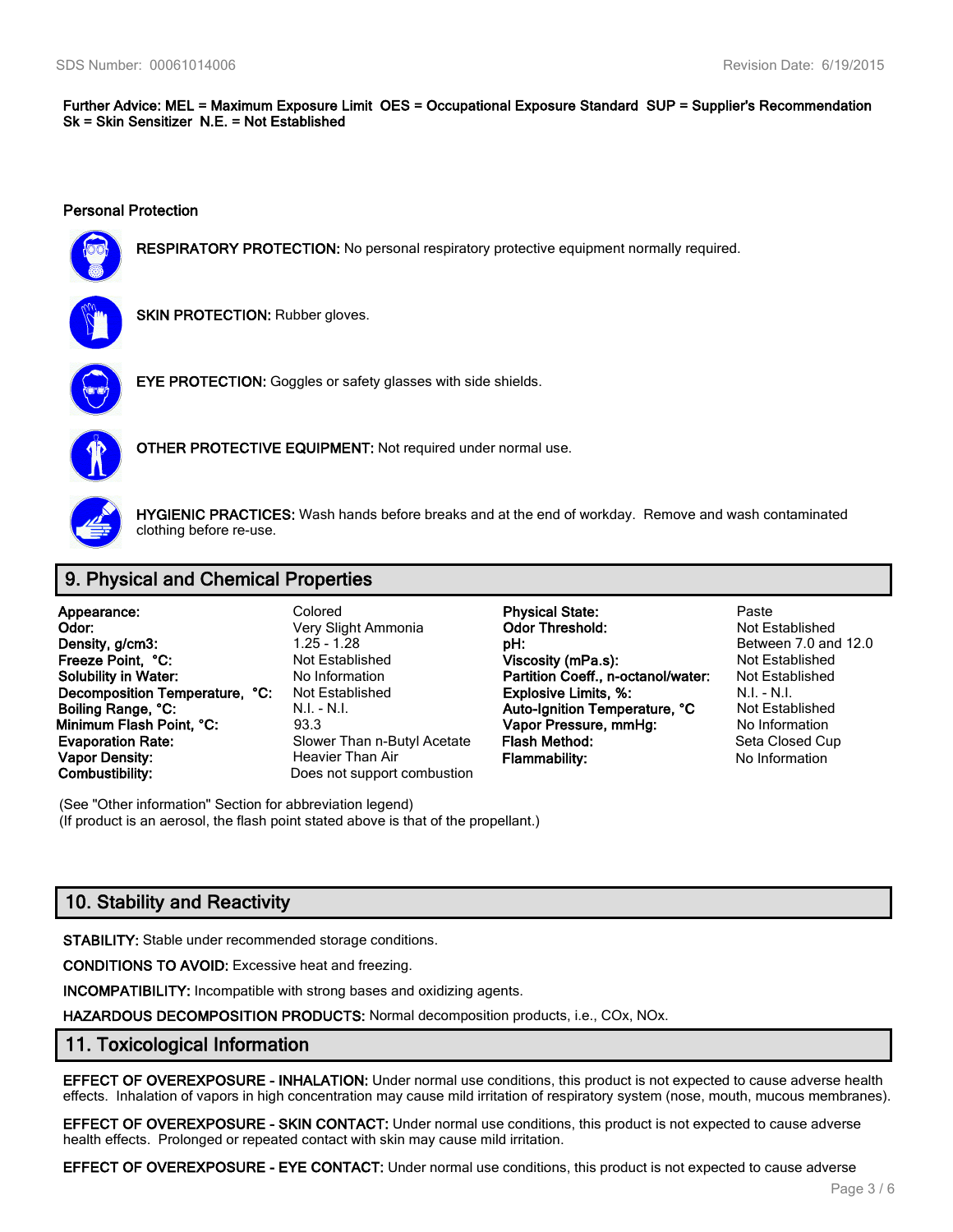**Further Advice:** **MEL = Maximum Exposure Limit OES = Occupational Exposure Standard SUP = Supplier's Recommendation Sk = Skin Sensitizer N.E. = Not Established**

### Personal Protection

**RESPIRATORY PROTECTION:** No personal respiratory protective equipment normally required.

**SKIN PROTECTION:** Rubber gloves.

**EYE PROTECTION:** Goggles or safety glasses with side shields.

**OTHER PROTECTIVE EQUIPMENT:** Not required under normal use.

**HYGIENIC PRACTICES:** Wash hands before breaks and at the end of workday. Remove and wash contaminated clothing before re-use.

## 9. Physical and Chemical Properties

| | | | |
|---|---|---|---|
| **Appearance:** | Colored | **Physical State:** | Paste |
| **Odor:** | Very Slight Ammonia | **Odor Threshold:** | Not Established |
| **Density, g/cm3:** | 1.25 - 1.28 | **pH:** | Between 7.0 and 12.0 |
| **Freeze Point, °C:** | Not Established | **Viscosity (mPa.s):** | Not Established |
| **Solubility in Water:** | No Information | **Partition Coeff., n-octanol/water:** | Not Established |
| **Decomposition Temperature, °C:** | Not Established | **Explosive Limits, %:** | N.I. - N.I. |
| **Boiling Range, °C:** | N.I. - N.I. | **Auto-Ignition Temperature, °C** | Not Established |
| **Minimum Flash Point, °C:** | 93.3 | **Vapor Pressure, mmHg:** | No Information |
| **Evaporation Rate:** | Slower Than n-Butyl Acetate | **Flash Method:** | Seta Closed Cup |
| **Vapor Density:** | Heavier Than Air | **Flammability:** | No Information |
| **Combustibility:** | Does not support combustion | | |

(See "Other information" Section for abbreviation legend)
(If product is an aerosol, the flash point stated above is that of the propellant.)

## 10. Stability and Reactivity

**STABILITY:** Stable under recommended storage conditions.

**CONDITIONS TO AVOID:** Excessive heat and freezing.

**INCOMPATIBILITY:** Incompatible with strong bases and oxidizing agents.

**HAZARDOUS DECOMPOSITION PRODUCTS:** Normal decomposition products, i.e., COx, NOx.

## 11. Toxicological Information

**EFFECT OF OVEREXPOSURE - INHALATION:** Under normal use conditions, this product is not expected to cause adverse health effects. Inhalation of vapors in high concentration may cause mild irritation of respiratory system (nose, mouth, mucous membranes).

**EFFECT OF OVEREXPOSURE - SKIN CONTACT:** Under normal use conditions, this product is not expected to cause adverse health effects. Prolonged or repeated contact with skin may cause mild irritation.

**EFFECT OF OVEREXPOSURE - EYE CONTACT:** Under normal use conditions, this product is not expected to cause adverse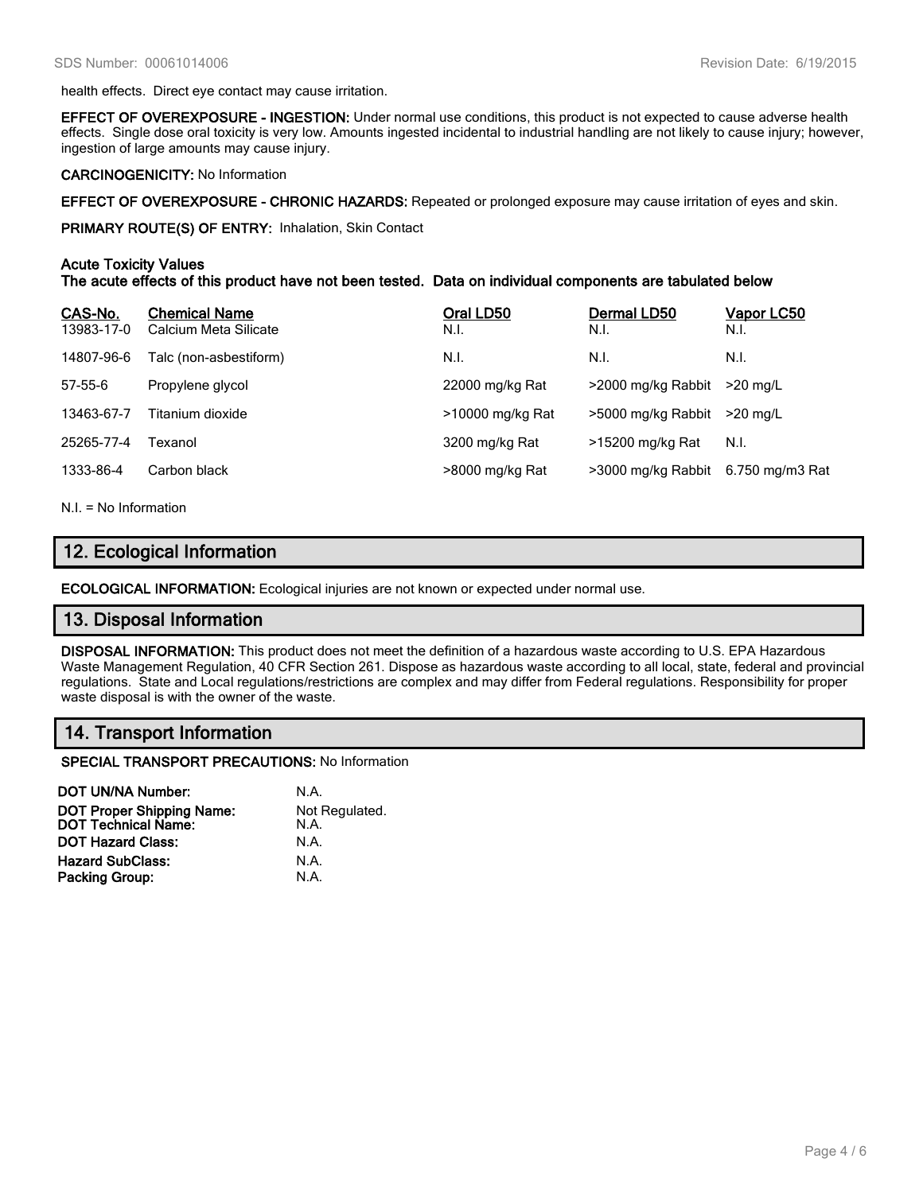health effects. Direct eye contact may cause irritation.

**EFFECT OF OVEREXPOSURE - INGESTION:** Under normal use conditions, this product is not expected to cause adverse health effects. Single dose oral toxicity is very low. Amounts ingested incidental to industrial handling are not likely to cause injury; however, ingestion of large amounts may cause injury.

**CARCINOGENICITY:** No Information

**EFFECT OF OVEREXPOSURE - CHRONIC HAZARDS:** Repeated or prolonged exposure may cause irritation of eyes and skin.

**PRIMARY ROUTE(S) OF ENTRY:** Inhalation, Skin Contact

**Acute Toxicity Values**
**The acute effects of this product have not been tested. Data on individual components are tabulated below**

| CAS-No. | Chemical Name | Oral LD50 | Dermal LD50 | Vapor LC50 |
|---|---|---|---|---|
| 13983-17-0 | Calcium Meta Silicate | N.I. | N.I. | N.I. |
| 14807-96-6 | Talc (non-asbestiform) | N.I. | N.I. | N.I. |
| 57-55-6 | Propylene glycol | 22000 mg/kg Rat | >2000 mg/kg Rabbit | >20 mg/L |
| 13463-67-7 | Titanium dioxide | >10000 mg/kg Rat | >5000 mg/kg Rabbit | >20 mg/L |
| 25265-77-4 | Texanol | 3200 mg/kg Rat | >15200 mg/kg Rat | N.I. |
| 1333-86-4 | Carbon black | >8000 mg/kg Rat | >3000 mg/kg Rabbit | 6.750 mg/m3 Rat |

N.I. = No Information

## 12. Ecological Information

**ECOLOGICAL INFORMATION:** Ecological injuries are not known or expected under normal use.

## 13. Disposal Information

**DISPOSAL INFORMATION:** This product does not meet the definition of a hazardous waste according to U.S. EPA Hazardous Waste Management Regulation, 40 CFR Section 261. Dispose as hazardous waste according to all local, state, federal and provincial regulations. State and Local regulations/restrictions are complex and may differ from Federal regulations. Responsibility for proper waste disposal is with the owner of the waste.

## 14. Transport Information

**SPECIAL TRANSPORT PRECAUTIONS:** No Information

| | |
|---|---|
| **DOT UN/NA Number:** | N.A. |
| **DOT Proper Shipping Name:** | Not Regulated. |
| **DOT Technical Name:** | N.A. |
| **DOT Hazard Class:** | N.A. |
| **Hazard SubClass:** | N.A. |
| **Packing Group:** | N.A. |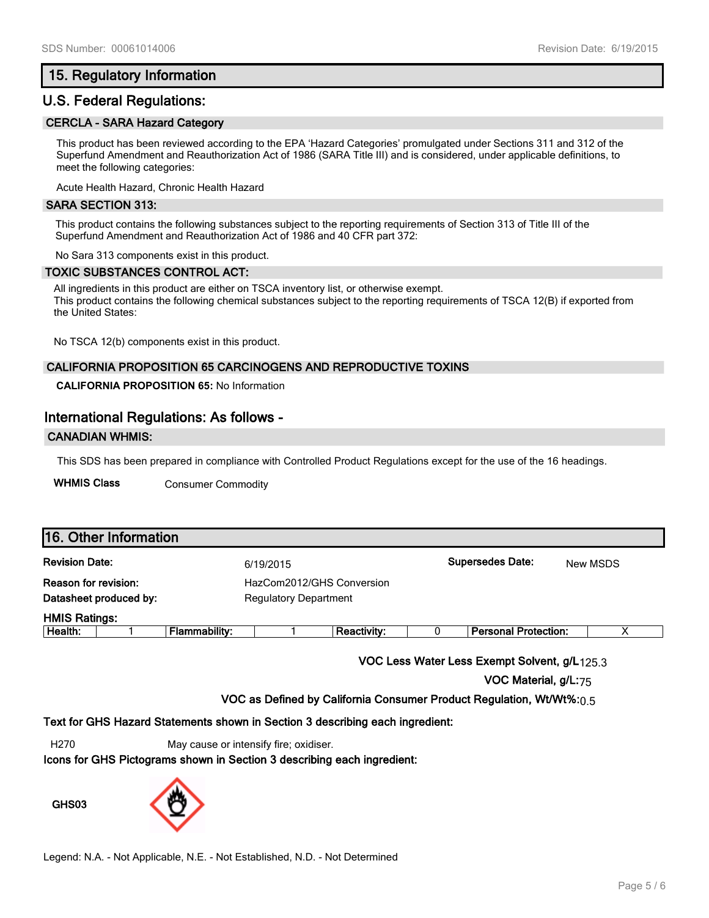## 15. Regulatory Information

### U.S. Federal Regulations:

**CERCLA - SARA Hazard Category**

This product has been reviewed according to the EPA 'Hazard Categories' promulgated under Sections 311 and 312 of the Superfund Amendment and Reauthorization Act of 1986 (SARA Title III) and is considered, under applicable definitions, to meet the following categories:

Acute Health Hazard, Chronic Health Hazard

**SARA SECTION 313:**

This product contains the following substances subject to the reporting requirements of Section 313 of Title III of the Superfund Amendment and Reauthorization Act of 1986 and 40 CFR part 372:

No Sara 313 components exist in this product.

**TOXIC SUBSTANCES CONTROL ACT:**

All ingredients in this product are either on TSCA inventory list, or otherwise exempt.
This product contains the following chemical substances subject to the reporting requirements of TSCA 12(B) if exported from the United States:

No TSCA 12(b) components exist in this product.

**CALIFORNIA PROPOSITION 65 CARCINOGENS AND REPRODUCTIVE TOXINS**

**CALIFORNIA PROPOSITION 65:** No Information

### International Regulations: As follows -

**CANADIAN WHMIS:**

This SDS has been prepared in compliance with Controlled Product Regulations except for the use of the 16 headings.

**WHMIS Class** Consumer Commodity

## 16. Other Information

**Revision Date:** 6/19/2015 **Supersedes Date:** New MSDS

**Reason for revision:** HazCom2012/GHS Conversion

**Datasheet produced by:** Regulatory Department

**HMIS Ratings:**

| Health: | 1 | Flammability: | 1 | Reactivity: | 0 | Personal Protection: | X |
|---|---|---|---|---|---|---|---|

**VOC Less Water Less Exempt Solvent, g/L** 125.3

**VOC Material, g/L:** 75

**VOC as Defined by California Consumer Product Regulation, Wt/Wt%:** 0.5

**Text for GHS Hazard Statements shown in Section 3 describing each ingredient:**

H270 May cause or intensify fire; oxidiser.

**Icons for GHS Pictograms shown in Section 3 describing each ingredient:**

**GHS03**

Legend: N.A. - Not Applicable, N.E. - Not Established, N.D. - Not Determined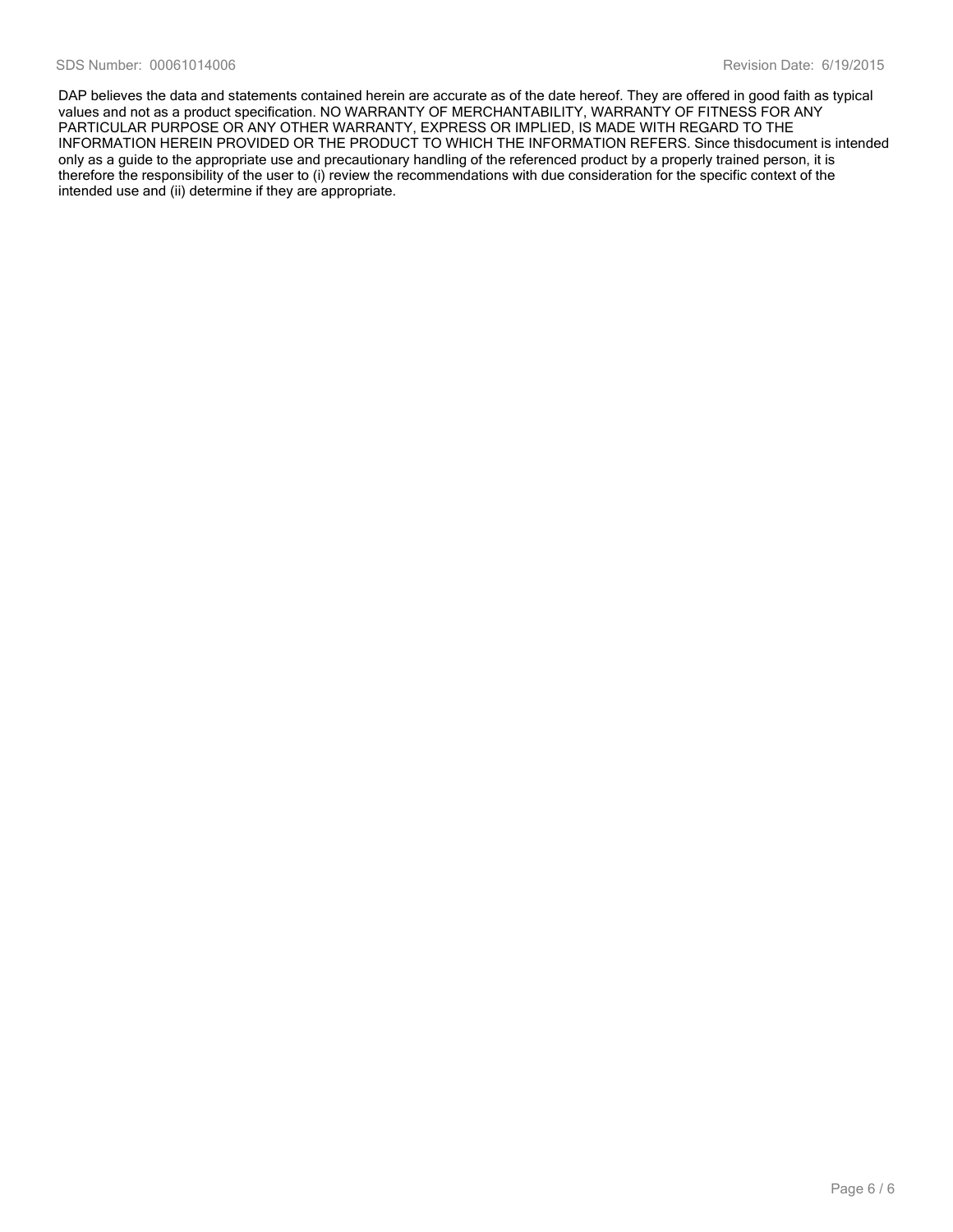DAP believes the data and statements contained herein are accurate as of the date hereof. They are offered in good faith as typical values and not as a product specification. NO WARRANTY OF MERCHANTABILITY, WARRANTY OF FITNESS FOR ANY PARTICULAR PURPOSE OR ANY OTHER WARRANTY, EXPRESS OR IMPLIED, IS MADE WITH REGARD TO THE INFORMATION HEREIN PROVIDED OR THE PRODUCT TO WHICH THE INFORMATION REFERS. Since thisdocument is intended only as a guide to the appropriate use and precautionary handling of the referenced product by a properly trained person, it is therefore the responsibility of the user to (i) review the recommendations with due consideration for the specific context of the intended use and (ii) determine if they are appropriate.